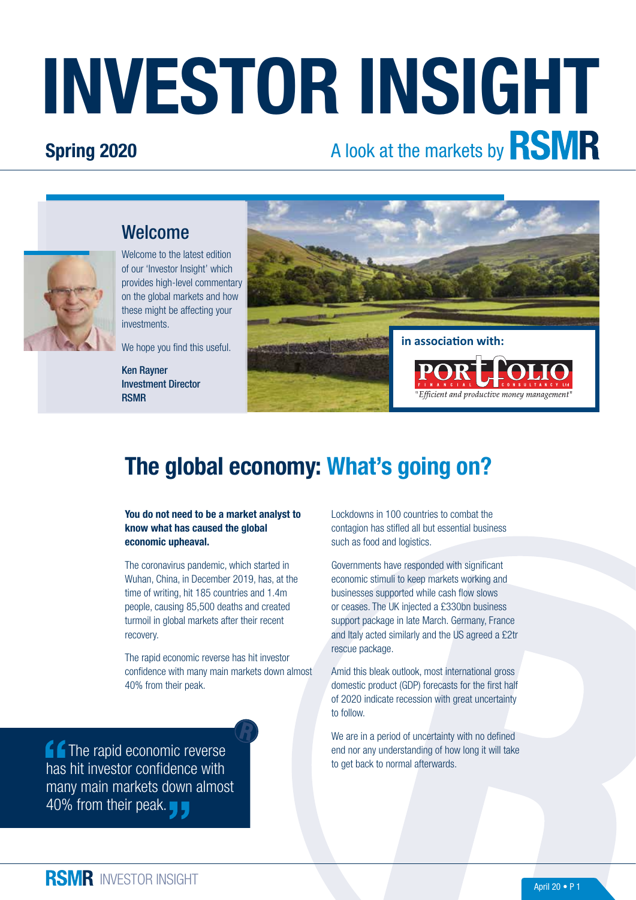# INVESTOR INSIGHT

**Spring 2020**

A look at the markets by **RSMR**

## Welcome

Welcome to the latest edition of our 'Investor Insight' which provides high-level commentary on the global markets and how these might be affecting your investments.

We hope you find this useful.

**Ken Rayner**
**Investment Director**
**RSMR**

**in association with:**

PORTFOLIO FINANCIAL CONSULTANCY Ltd
*"Efficient and productive money management"*

# The global economy: What's going on?

**You do not need to be a market analyst to know what has caused the global economic upheaval.**

The coronavirus pandemic, which started in Wuhan, China, in December 2019, has, at the time of writing, hit 185 countries and 1.4m people, causing 85,500 deaths and created turmoil in global markets after their recent recovery.

The rapid economic reverse has hit investor confidence with many main markets down almost 40% from their peak.

> "The rapid economic reverse has hit investor confidence with many main markets down almost 40% from their peak."

Lockdowns in 100 countries to combat the contagion has stifled all but essential business such as food and logistics.

Governments have responded with significant economic stimuli to keep markets working and businesses supported while cash flow slows or ceases. The UK injected a £330bn business support package in late March. Germany, France and Italy acted similarly and the US agreed a £2tr rescue package.

Amid this bleak outlook, most international gross domestic product (GDP) forecasts for the first half of 2020 indicate recession with great uncertainty to follow.

We are in a period of uncertainty with no defined end nor any understanding of how long it will take to get back to normal afterwards.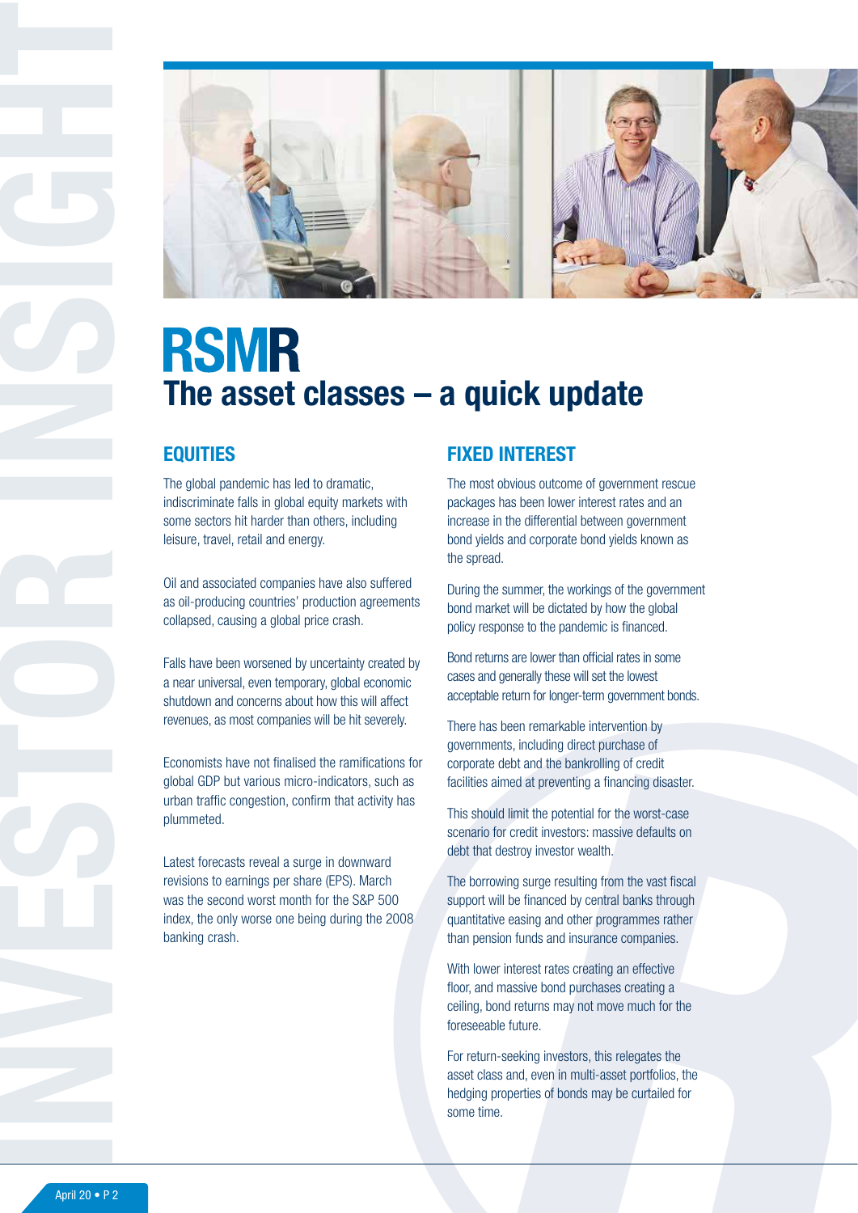# RSMR

## The asset classes – a quick update

### EQUITIES

The global pandemic has led to dramatic, indiscriminate falls in global equity markets with some sectors hit harder than others, including leisure, travel, retail and energy.

Oil and associated companies have also suffered as oil-producing countries' production agreements collapsed, causing a global price crash.

Falls have been worsened by uncertainty created by a near universal, even temporary, global economic shutdown and concerns about how this will affect revenues, as most companies will be hit severely.

Economists have not finalised the ramifications for global GDP but various micro-indicators, such as urban traffic congestion, confirm that activity has plummeted.

Latest forecasts reveal a surge in downward revisions to earnings per share (EPS). March was the second worst month for the S&P 500 index, the only worse one being during the 2008 banking crash.

### FIXED INTEREST

The most obvious outcome of government rescue packages has been lower interest rates and an increase in the differential between government bond yields and corporate bond yields known as the spread.

During the summer, the workings of the government bond market will be dictated by how the global policy response to the pandemic is financed.

Bond returns are lower than official rates in some cases and generally these will set the lowest acceptable return for longer-term government bonds.

There has been remarkable intervention by governments, including direct purchase of corporate debt and the bankrolling of credit facilities aimed at preventing a financing disaster.

This should limit the potential for the worst-case scenario for credit investors: massive defaults on debt that destroy investor wealth.

The borrowing surge resulting from the vast fiscal support will be financed by central banks through quantitative easing and other programmes rather than pension funds and insurance companies.

With lower interest rates creating an effective floor, and massive bond purchases creating a ceiling, bond returns may not move much for the foreseeable future.

For return-seeking investors, this relegates the asset class and, even in multi-asset portfolios, the hedging properties of bonds may be curtailed for some time.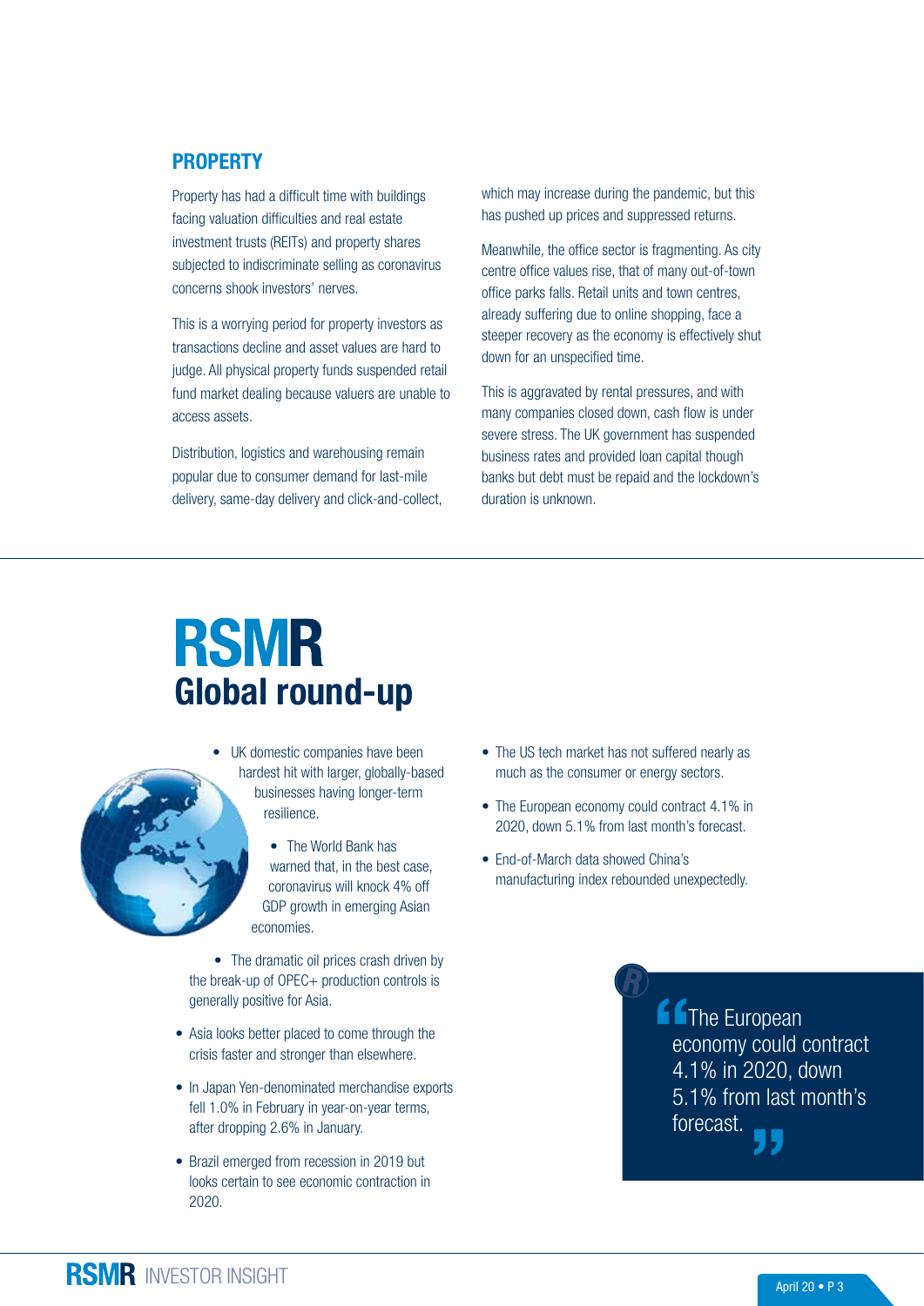## PROPERTY

Property has had a difficult time with buildings facing valuation difficulties and real estate investment trusts (REITs) and property shares subjected to indiscriminate selling as coronavirus concerns shook investors' nerves.

This is a worrying period for property investors as transactions decline and asset values are hard to judge. All physical property funds suspended retail fund market dealing because valuers are unable to access assets.

Distribution, logistics and warehousing remain popular due to consumer demand for last-mile delivery, same-day delivery and click-and-collect, which may increase during the pandemic, but this has pushed up prices and suppressed returns.

Meanwhile, the office sector is fragmenting. As city centre office values rise, that of many out-of-town office parks falls. Retail units and town centres, already suffering due to online shopping, face a steeper recovery as the economy is effectively shut down for an unspecified time.

This is aggravated by rental pressures, and with many companies closed down, cash flow is under severe stress. The UK government has suspended business rates and provided loan capital though banks but debt must be repaid and the lockdown's duration is unknown.

# RSMR Global round-up

- UK domestic companies have been hardest hit with larger, globally-based businesses having longer-term resilience.
- The World Bank has warned that, in the best case, coronavirus will knock 4% off GDP growth in emerging Asian economies.
- The dramatic oil prices crash driven by the break-up of OPEC+ production controls is generally positive for Asia.
- Asia looks better placed to come through the crisis faster and stronger than elsewhere.
- In Japan Yen-denominated merchandise exports fell 1.0% in February in year-on-year terms, after dropping 2.6% in January.
- Brazil emerged from recession in 2019 but looks certain to see economic contraction in 2020.
- The US tech market has not suffered nearly as much as the consumer or energy sectors.
- The European economy could contract 4.1% in 2020, down 5.1% from last month's forecast.
- End-of-March data showed China's manufacturing index rebounded unexpectedly.

> "The European economy could contract 4.1% in 2020, down 5.1% from last month's forecast."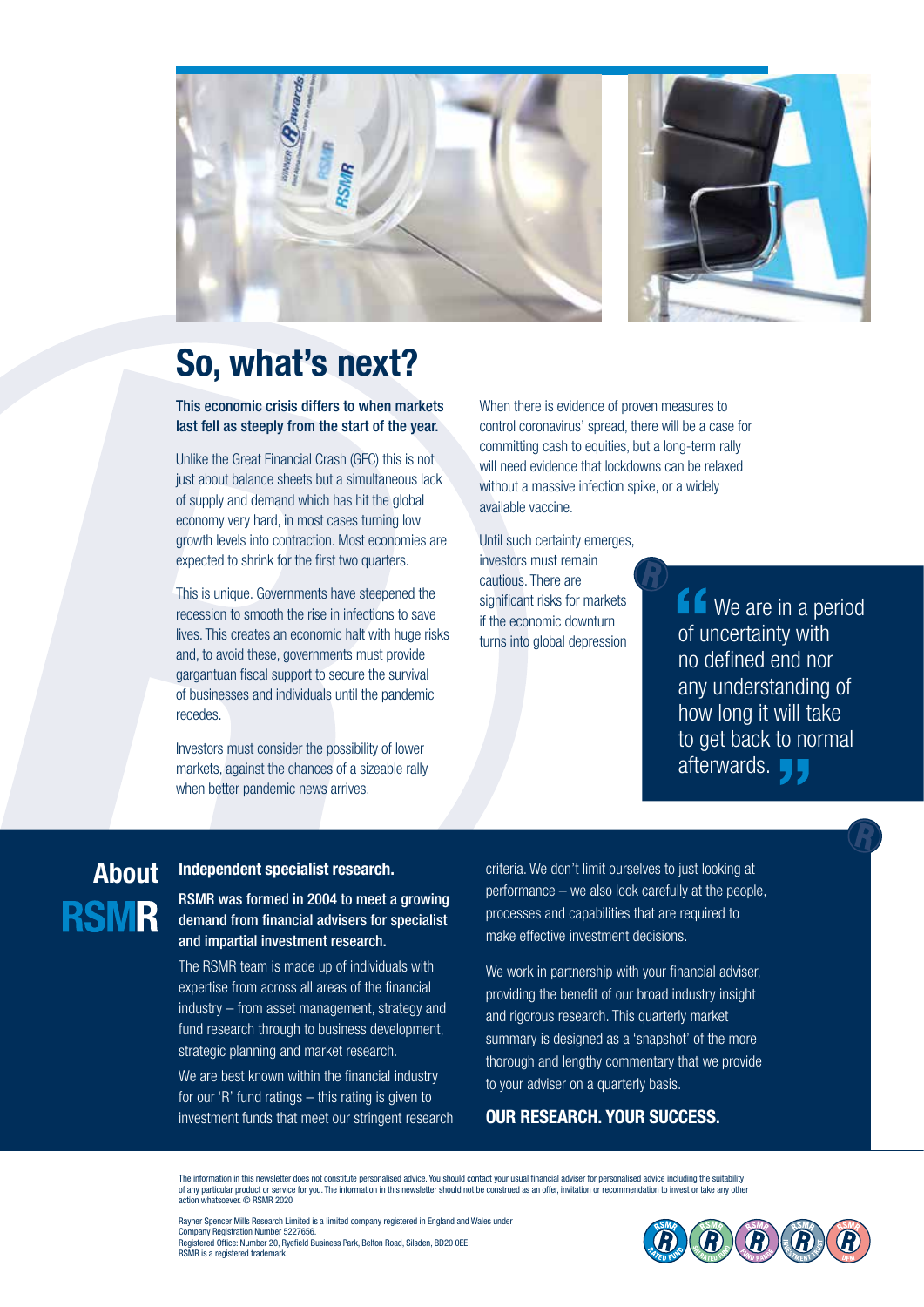# So, what's next?

**This economic crisis differs to when markets last fell as steeply from the start of the year.**

Unlike the Great Financial Crash (GFC) this is not just about balance sheets but a simultaneous lack of supply and demand which has hit the global economy very hard, in most cases turning low growth levels into contraction. Most economies are expected to shrink for the first two quarters.

This is unique. Governments have steepened the recession to smooth the rise in infections to save lives. This creates an economic halt with huge risks and, to avoid these, governments must provide gargantuan fiscal support to secure the survival of businesses and individuals until the pandemic recedes.

Investors must consider the possibility of lower markets, against the chances of a sizeable rally when better pandemic news arrives.

When there is evidence of proven measures to control coronavirus' spread, there will be a case for committing cash to equities, but a long-term rally will need evidence that lockdowns can be relaxed without a massive infection spike, or a widely available vaccine.

Until such certainty emerges, investors must remain cautious. There are significant risks for markets if the economic downturn turns into global depression

> "We are in a period of uncertainty with no defined end nor any understanding of how long it will take to get back to normal afterwards."

## About RSMR

**Independent specialist research.**

**RSMR was formed in 2004 to meet a growing demand from financial advisers for specialist and impartial investment research.**

The RSMR team is made up of individuals with expertise from across all areas of the financial industry – from asset management, strategy and fund research through to business development, strategic planning and market research.

We are best known within the financial industry for our 'R' fund ratings – this rating is given to investment funds that meet our stringent research criteria. We don't limit ourselves to just looking at performance – we also look carefully at the people, processes and capabilities that are required to make effective investment decisions.

We work in partnership with your financial adviser, providing the benefit of our broad industry insight and rigorous research. This quarterly market summary is designed as a 'snapshot' of the more thorough and lengthy commentary that we provide to your adviser on a quarterly basis.

**OUR RESEARCH. YOUR SUCCESS.**

The information in this newsletter does not constitute personalised advice. You should contact your usual financial adviser for personalised advice including the suitability of any particular product or service for you. The information in this newsletter should not be construed as an offer, invitation or recommendation to invest or take any other action whatsoever. © RSMR 2020

Rayner Spencer Mills Research Limited is a limited company registered in England and Wales under Company Registration Number 5227656.
Registered Office: Number 20, Ryefield Business Park, Belton Road, Silsden, BD20 0EE.
RSMR is a registered trademark.